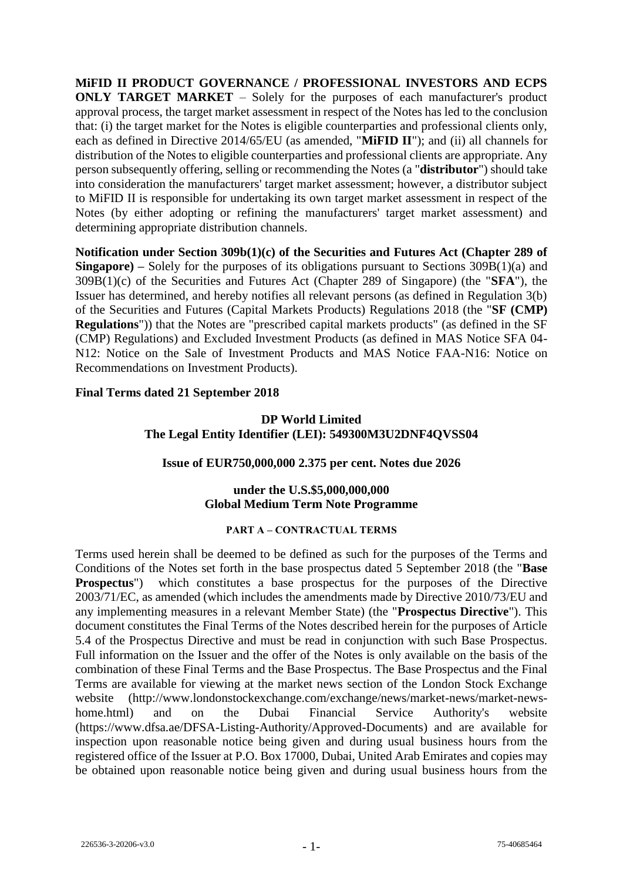**MiFID II PRODUCT GOVERNANCE / PROFESSIONAL INVESTORS AND ECPS ONLY TARGET MARKET** – Solely for the purposes of each manufacturer's product approval process, the target market assessment in respect of the Notes has led to the conclusion that: (i) the target market for the Notes is eligible counterparties and professional clients only, each as defined in Directive 2014/65/EU (as amended, "**MiFID II**"); and (ii) all channels for distribution of the Notes to eligible counterparties and professional clients are appropriate. Any person subsequently offering, selling or recommending the Notes (a "**distributor**") should take into consideration the manufacturers' target market assessment; however, a distributor subject to MiFID II is responsible for undertaking its own target market assessment in respect of the Notes (by either adopting or refining the manufacturers' target market assessment) and determining appropriate distribution channels.

**Notification under Section 309b(1)(c) of the Securities and Futures Act (Chapter 289 of Singapore) –** Solely for the purposes of its obligations pursuant to Sections 309B(1)(a) and 309B(1)(c) of the Securities and Futures Act (Chapter 289 of Singapore) (the "**SFA**"), the Issuer has determined, and hereby notifies all relevant persons (as defined in Regulation 3(b) of the Securities and Futures (Capital Markets Products) Regulations 2018 (the "**SF (CMP) Regulations**")) that the Notes are "prescribed capital markets products" (as defined in the SF (CMP) Regulations) and Excluded Investment Products (as defined in MAS Notice SFA 04-N12: Notice on the Sale of Investment Products and MAS Notice FAA-N16: Notice on Recommendations on Investment Products).

**Final Terms dated 21 September 2018**

**DP World Limited**
**The Legal Entity Identifier (LEI): 549300M3U2DNF4QVSS04**

**Issue of EUR750,000,000 2.375 per cent. Notes due 2026**

**under the U.S.$5,000,000,000**
**Global Medium Term Note Programme**

**PART A – CONTRACTUAL TERMS**

Terms used herein shall be deemed to be defined as such for the purposes of the Terms and Conditions of the Notes set forth in the base prospectus dated 5 September 2018 (the "**Base Prospectus**") which constitutes a base prospectus for the purposes of the Directive 2003/71/EC, as amended (which includes the amendments made by Directive 2010/73/EU and any implementing measures in a relevant Member State) (the "**Prospectus Directive**"). This document constitutes the Final Terms of the Notes described herein for the purposes of Article 5.4 of the Prospectus Directive and must be read in conjunction with such Base Prospectus. Full information on the Issuer and the offer of the Notes is only available on the basis of the combination of these Final Terms and the Base Prospectus. The Base Prospectus and the Final Terms are available for viewing at the market news section of the London Stock Exchange website (http://www.londonstockexchange.com/exchange/news/market-news/market-news-home.html) and on the Dubai Financial Service Authority's website (https://www.dfsa.ae/DFSA-Listing-Authority/Approved-Documents) and are available for inspection upon reasonable notice being given and during usual business hours from the registered office of the Issuer at P.O. Box 17000, Dubai, United Arab Emirates and copies may be obtained upon reasonable notice being given and during usual business hours from the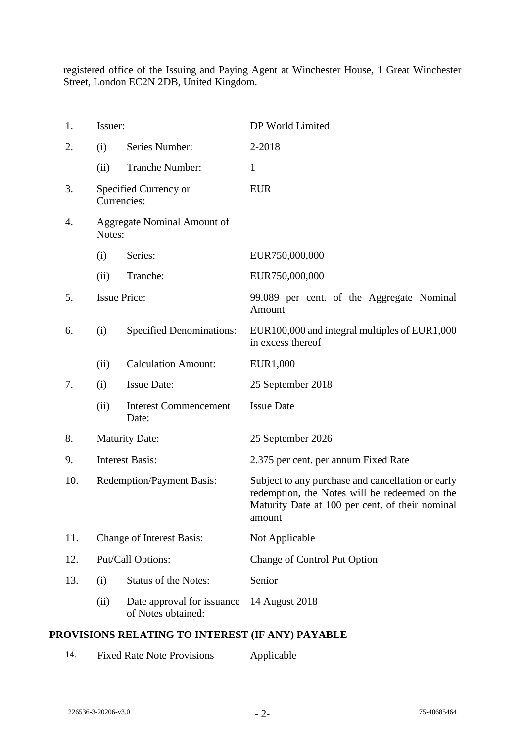registered office of the Issuing and Paying Agent at Winchester House, 1 Great Winchester Street, London EC2N 2DB, United Kingdom.

| | | | |
|---|---|---|---|
| 1. | Issuer: | | DP World Limited |
| 2. | (i) | Series Number: | 2-2018 |
| | (ii) | Tranche Number: | 1 |
| 3. | Specified Currency or Currencies: | | EUR |
| 4. | Aggregate Nominal Amount of Notes: | | |
| | (i) | Series: | EUR750,000,000 |
| | (ii) | Tranche: | EUR750,000,000 |
| 5. | Issue Price: | | 99.089 per cent. of the Aggregate Nominal Amount |
| 6. | (i) | Specified Denominations: | EUR100,000 and integral multiples of EUR1,000 in excess thereof |
| | (ii) | Calculation Amount: | EUR1,000 |
| 7. | (i) | Issue Date: | 25 September 2018 |
| | (ii) | Interest Commencement Date: | Issue Date |
| 8. | Maturity Date: | | 25 September 2026 |
| 9. | Interest Basis: | | 2.375 per cent. per annum Fixed Rate |
| 10. | Redemption/Payment Basis: | | Subject to any purchase and cancellation or early redemption, the Notes will be redeemed on the Maturity Date at 100 per cent. of their nominal amount |
| 11. | Change of Interest Basis: | | Not Applicable |
| 12. | Put/Call Options: | | Change of Control Put Option |
| 13. | (i) | Status of the Notes: | Senior |
| | (ii) | Date approval for issuance of Notes obtained: | 14 August 2018 |

## PROVISIONS RELATING TO INTEREST (IF ANY) PAYABLE

| | | |
|---|---|---|
| 14. | Fixed Rate Note Provisions | Applicable |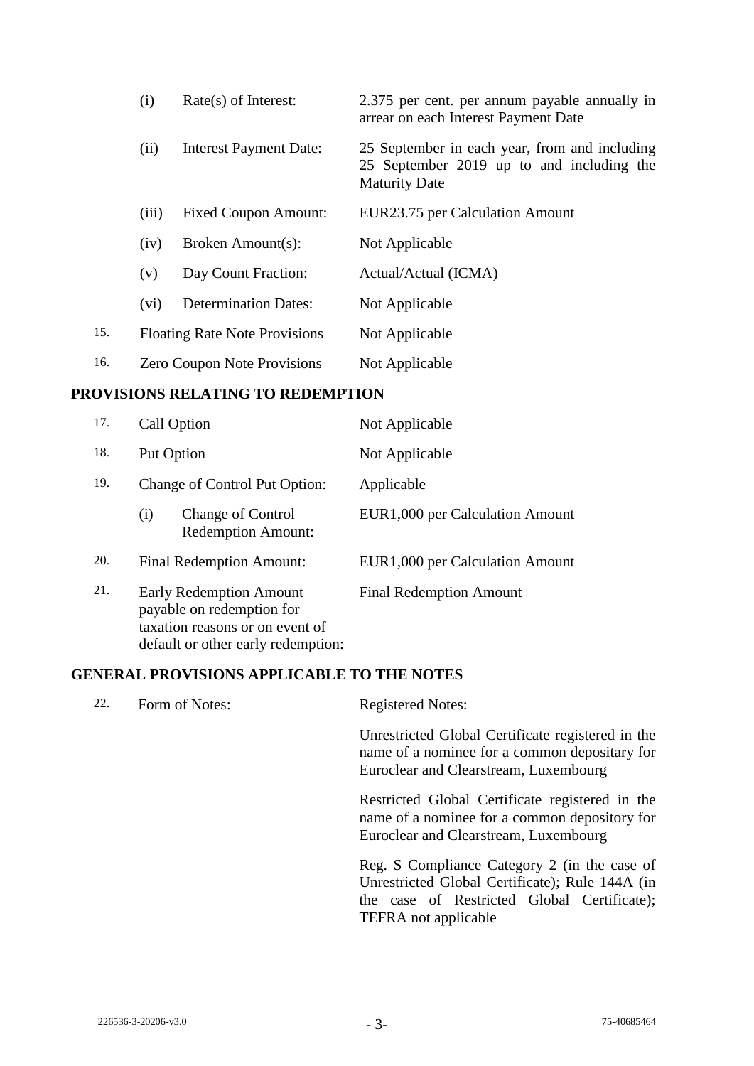| | | |
|---|---|---|
| | (i) Rate(s) of Interest: | 2.375 per cent. per annum payable annually in arrear on each Interest Payment Date |
| | (ii) Interest Payment Date: | 25 September in each year, from and including 25 September 2019 up to and including the Maturity Date |
| | (iii) Fixed Coupon Amount: | EUR23.75 per Calculation Amount |
| | (iv) Broken Amount(s): | Not Applicable |
| | (v) Day Count Fraction: | Actual/Actual (ICMA) |
| | (vi) Determination Dates: | Not Applicable |
| 15. | Floating Rate Note Provisions | Not Applicable |
| 16. | Zero Coupon Note Provisions | Not Applicable |

## PROVISIONS RELATING TO REDEMPTION

| | | |
|---|---|---|
| 17. | Call Option | Not Applicable |
| 18. | Put Option | Not Applicable |
| 19. | Change of Control Put Option: | Applicable |
| | (i) Change of Control Redemption Amount: | EUR1,000 per Calculation Amount |
| 20. | Final Redemption Amount: | EUR1,000 per Calculation Amount |
| 21. | Early Redemption Amount payable on redemption for taxation reasons or on event of default or other early redemption: | Final Redemption Amount |

## GENERAL PROVISIONS APPLICABLE TO THE NOTES

| | | |
|---|---|---|
| 22. | Form of Notes: | Registered Notes: |
| | | Unrestricted Global Certificate registered in the name of a nominee for a common depositary for Euroclear and Clearstream, Luxembourg |
| | | Restricted Global Certificate registered in the name of a nominee for a common depository for Euroclear and Clearstream, Luxembourg |
| | | Reg. S Compliance Category 2 (in the case of Unrestricted Global Certificate); Rule 144A (in the case of Restricted Global Certificate); TEFRA not applicable |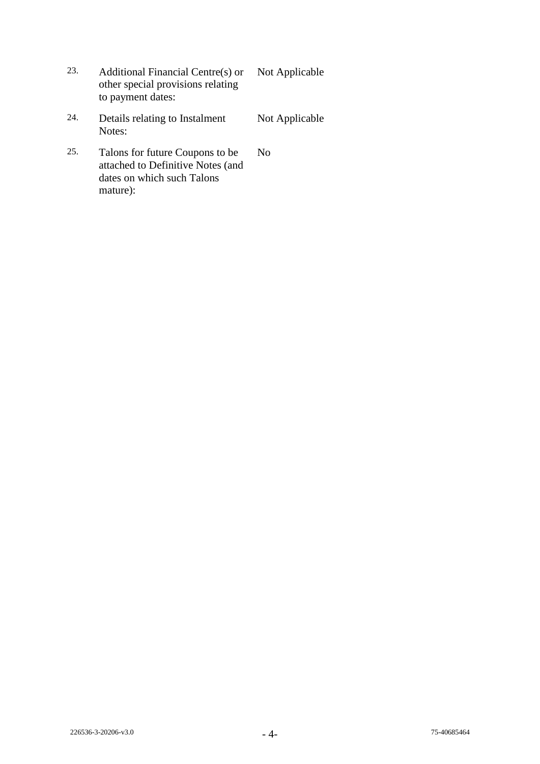| | | |
|---|---|---|
| 23. | Additional Financial Centre(s) or other special provisions relating to payment dates: | Not Applicable |
| 24. | Details relating to Instalment Notes: | Not Applicable |
| 25. | Talons for future Coupons to be attached to Definitive Notes (and dates on which such Talons mature): | No |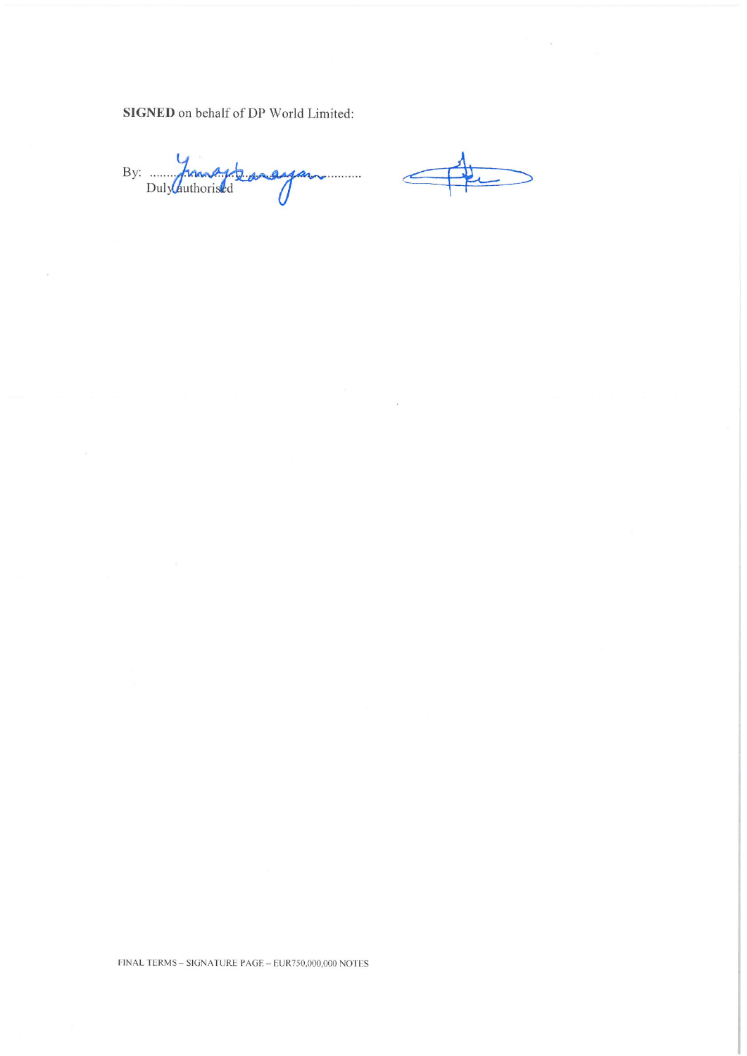**SIGNED** on behalf of DP World Limited:

By: ..............................................
Duly authorised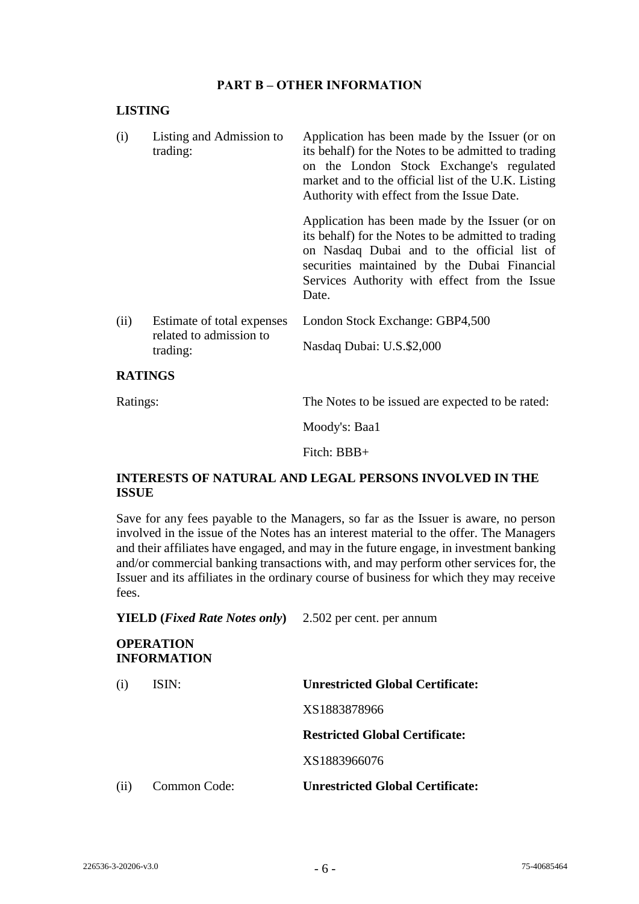## PART B – OTHER INFORMATION

### LISTING

| | | |
|---|---|---|
| (i) | Listing and Admission to trading: | Application has been made by the Issuer (or on its behalf) for the Notes to be admitted to trading on the London Stock Exchange's regulated market and to the official list of the U.K. Listing Authority with effect from the Issue Date.<br><br>Application has been made by the Issuer (or on its behalf) for the Notes to be admitted to trading on Nasdaq Dubai and to the official list of securities maintained by the Dubai Financial Services Authority with effect from the Issue Date. |
| (ii) | Estimate of total expenses related to admission to trading: | London Stock Exchange: GBP4,500<br><br>Nasdaq Dubai: U.S.$2,000 |

### RATINGS

Ratings: The Notes to be issued are expected to be rated:

Moody's: Baa1

Fitch: BBB+

### INTERESTS OF NATURAL AND LEGAL PERSONS INVOLVED IN THE ISSUE

Save for any fees payable to the Managers, so far as the Issuer is aware, no person involved in the issue of the Notes has an interest material to the offer. The Managers and their affiliates have engaged, and may in the future engage, in investment banking and/or commercial banking transactions with, and may perform other services for, the Issuer and its affiliates in the ordinary course of business for which they may receive fees.

**YIELD (*Fixed Rate Notes only*)** 2.502 per cent. per annum

### OPERATION INFORMATION

| | | |
|---|---|---|
| (i) | ISIN: | **Unrestricted Global Certificate:**<br><br>XS1883878966<br><br>**Restricted Global Certificate:**<br><br>XS1883966076 |
| (ii) | Common Code: | **Unrestricted Global Certificate:** |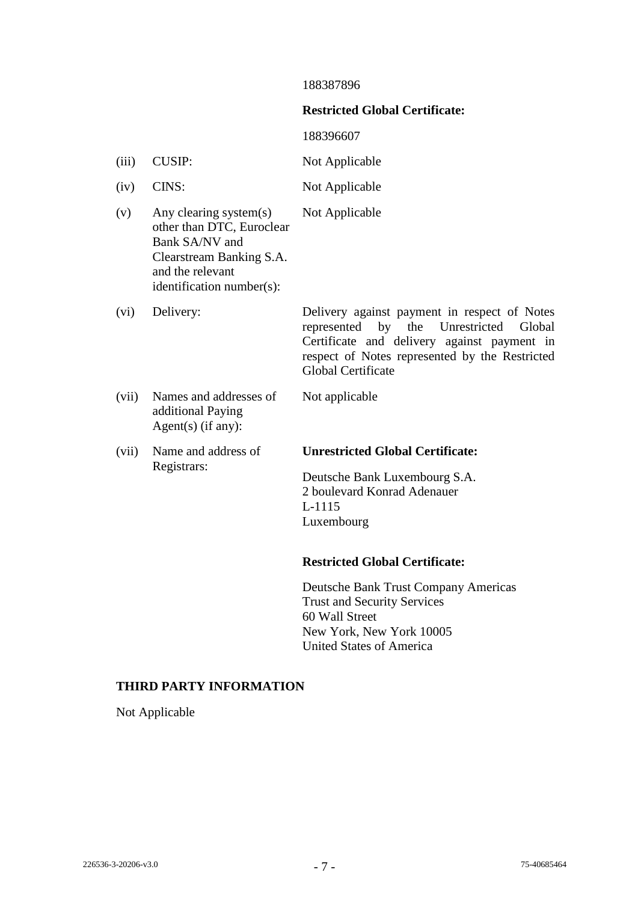| | | |
|---|---|---|
| | | 188387896 |
| | | **Restricted Global Certificate:** |
| | | 188396607 |
| (iii) | CUSIP: | Not Applicable |
| (iv) | CINS: | Not Applicable |
| (v) | Any clearing system(s) other than DTC, Euroclear Bank SA/NV and Clearstream Banking S.A. and the relevant identification number(s): | Not Applicable |
| (vi) | Delivery: | Delivery against payment in respect of Notes represented by the Unrestricted Global Certificate and delivery against payment in respect of Notes represented by the Restricted Global Certificate |
| (vii) | Names and addresses of additional Paying Agent(s) (if any): | Not applicable |
| (vii) | Name and address of Registrars: | **Unrestricted Global Certificate:**<br><br>Deutsche Bank Luxembourg S.A.<br>2 boulevard Konrad Adenauer<br>L-1115<br>Luxembourg<br><br>**Restricted Global Certificate:**<br><br>Deutsche Bank Trust Company Americas<br>Trust and Security Services<br>60 Wall Street<br>New York, New York 10005<br>United States of America |

## THIRD PARTY INFORMATION

Not Applicable